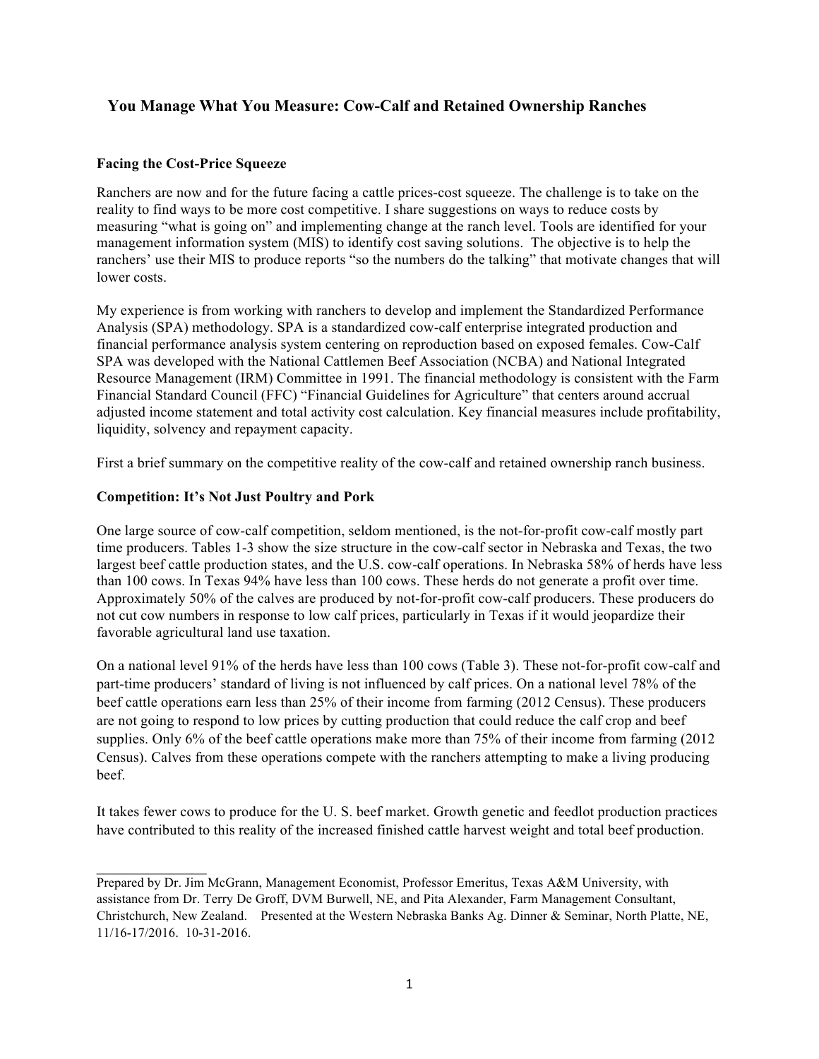# You Manage What You Measure: Cow-Calf and Retained Ownership Ranches

## Facing the Cost-Price Squeeze

Ranchers are now and for the future facing a cattle prices-cost squeeze. The challenge is to take on the reality to find ways to be more cost competitive. I share suggestions on ways to reduce costs by measuring "what is going on" and implementing change at the ranch level. Tools are identified for your management information system (MIS) to identify cost saving solutions. The objective is to help the ranchers' use their MIS to produce reports "so the numbers do the talking" that motivate changes that will lower costs.

My experience is from working with ranchers to develop and implement the Standardized Performance Analysis (SPA) methodology. SPA is a standardized cow-calf enterprise integrated production and financial performance analysis system centering on reproduction based on exposed females. Cow-Calf SPA was developed with the National Cattlemen Beef Association (NCBA) and National Integrated Resource Management (IRM) Committee in 1991. The financial methodology is consistent with the Farm Financial Standard Council (FFC) "Financial Guidelines for Agriculture" that centers around accrual adjusted income statement and total activity cost calculation. Key financial measures include profitability, liquidity, solvency and repayment capacity.

First a brief summary on the competitive reality of the cow-calf and retained ownership ranch business.

## Competition: It's Not Just Poultry and Pork

One large source of cow-calf competition, seldom mentioned, is the not-for-profit cow-calf mostly part time producers. Tables 1-3 show the size structure in the cow-calf sector in Nebraska and Texas, the two largest beef cattle production states, and the U.S. cow-calf operations. In Nebraska 58% of herds have less than 100 cows. In Texas 94% have less than 100 cows. These herds do not generate a profit over time. Approximately 50% of the calves are produced by not-for-profit cow-calf producers. These producers do not cut cow numbers in response to low calf prices, particularly in Texas if it would jeopardize their favorable agricultural land use taxation.

On a national level 91% of the herds have less than 100 cows (Table 3). These not-for-profit cow-calf and part-time producers' standard of living is not influenced by calf prices. On a national level 78% of the beef cattle operations earn less than 25% of their income from farming (2012 Census). These producers are not going to respond to low prices by cutting production that could reduce the calf crop and beef supplies. Only 6% of the beef cattle operations make more than 75% of their income from farming (2012 Census). Calves from these operations compete with the ranchers attempting to make a living producing beef.

It takes fewer cows to produce for the U. S. beef market. Growth genetic and feedlot production practices have contributed to this reality of the increased finished cattle harvest weight and total beef production.

---

Prepared by Dr. Jim McGrann, Management Economist, Professor Emeritus, Texas A&M University, with assistance from Dr. Terry De Groff, DVM Burwell, NE, and Pita Alexander, Farm Management Consultant, Christchurch, New Zealand. Presented at the Western Nebraska Banks Ag. Dinner & Seminar, North Platte, NE, 11/16-17/2016. 10-31-2016.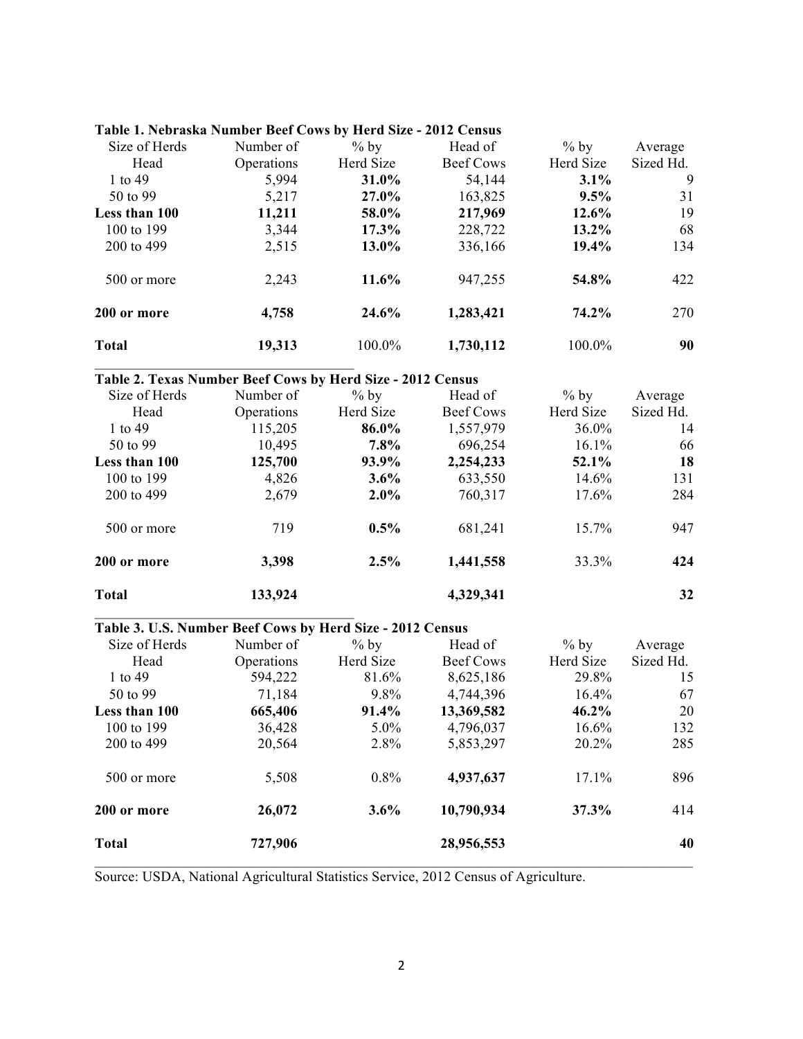**Table 1. Nebraska Number Beef Cows by Herd Size - 2012 Census**

| Size of Herds Head | Number of Operations | % by Herd Size | Head of Beef Cows | % by Herd Size | Average Sized Hd. |
|---|---|---|---|---|---|
| 1 to 49 | 5,994 | **31.0%** | 54,144 | **3.1%** | 9 |
| 50 to 99 | 5,217 | **27.0%** | 163,825 | **9.5%** | 31 |
| **Less than 100** | **11,211** | **58.0%** | **217,969** | **12.6%** | 19 |
| 100 to 199 | 3,344 | **17.3%** | 228,722 | **13.2%** | 68 |
| 200 to 499 | 2,515 | **13.0%** | 336,166 | **19.4%** | 134 |
| 500 or more | 2,243 | **11.6%** | 947,255 | **54.8%** | 422 |
| **200 or more** | **4,758** | **24.6%** | **1,283,421** | **74.2%** | 270 |
| **Total** | **19,313** | 100.0% | **1,730,112** | 100.0% | **90** |

**Table 2. Texas Number Beef Cows by Herd Size - 2012 Census**

| Size of Herds Head | Number of Operations | % by Herd Size | Head of Beef Cows | % by Herd Size | Average Sized Hd. |
|---|---|---|---|---|---|
| 1 to 49 | 115,205 | **86.0%** | 1,557,979 | 36.0% | 14 |
| 50 to 99 | 10,495 | **7.8%** | 696,254 | 16.1% | 66 |
| **Less than 100** | **125,700** | **93.9%** | **2,254,233** | **52.1%** | **18** |
| 100 to 199 | 4,826 | **3.6%** | 633,550 | 14.6% | 131 |
| 200 to 499 | 2,679 | **2.0%** | 760,317 | 17.6% | 284 |
| 500 or more | 719 | **0.5%** | 681,241 | 15.7% | 947 |
| **200 or more** | **3,398** | **2.5%** | **1,441,558** | 33.3% | **424** |
| **Total** | **133,924** | | **4,329,341** | | **32** |

**Table 3. U.S. Number Beef Cows by Herd Size - 2012 Census**

| Size of Herds Head | Number of Operations | % by Herd Size | Head of Beef Cows | % by Herd Size | Average Sized Hd. |
|---|---|---|---|---|---|
| 1 to 49 | 594,222 | 81.6% | 8,625,186 | 29.8% | 15 |
| 50 to 99 | 71,184 | 9.8% | 4,744,396 | 16.4% | 67 |
| **Less than 100** | **665,406** | **91.4%** | **13,369,582** | **46.2%** | 20 |
| 100 to 199 | 36,428 | 5.0% | 4,796,037 | 16.6% | 132 |
| 200 to 499 | 20,564 | 2.8% | 5,853,297 | 20.2% | 285 |
| 500 or more | 5,508 | 0.8% | **4,937,637** | 17.1% | 896 |
| **200 or more** | **26,072** | **3.6%** | **10,790,934** | **37.3%** | 414 |
| **Total** | **727,906** | | **28,956,553** | | **40** |

Source: USDA, National Agricultural Statistics Service, 2012 Census of Agriculture.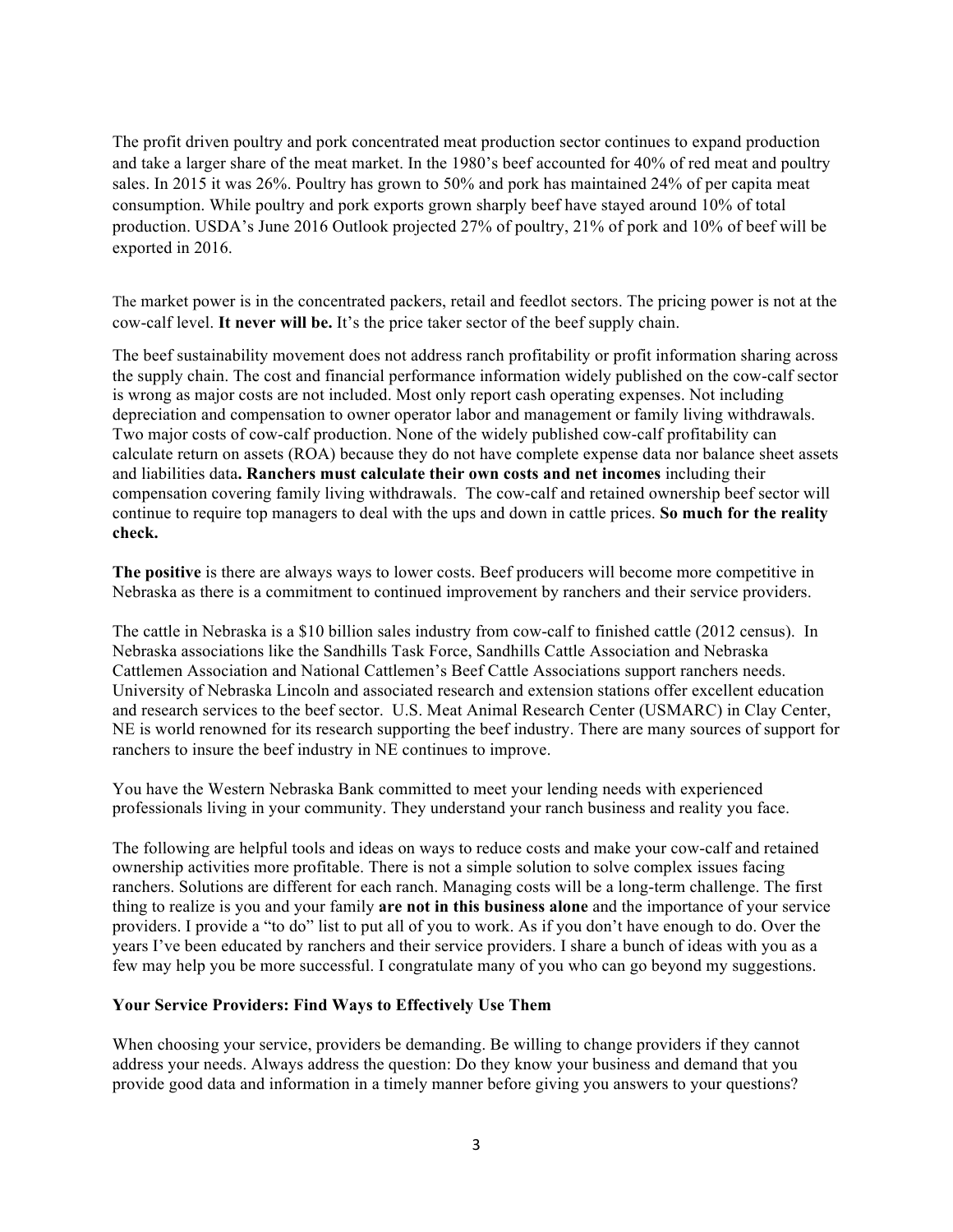The profit driven poultry and pork concentrated meat production sector continues to expand production and take a larger share of the meat market. In the 1980's beef accounted for 40% of red meat and poultry sales. In 2015 it was 26%. Poultry has grown to 50% and pork has maintained 24% of per capita meat consumption. While poultry and pork exports grown sharply beef have stayed around 10% of total production. USDA's June 2016 Outlook projected 27% of poultry, 21% of pork and 10% of beef will be exported in 2016.

The market power is in the concentrated packers, retail and feedlot sectors. The pricing power is not at the cow-calf level. **It never will be.** It's the price taker sector of the beef supply chain.

The beef sustainability movement does not address ranch profitability or profit information sharing across the supply chain. The cost and financial performance information widely published on the cow-calf sector is wrong as major costs are not included. Most only report cash operating expenses. Not including depreciation and compensation to owner operator labor and management or family living withdrawals. Two major costs of cow-calf production. None of the widely published cow-calf profitability can calculate return on assets (ROA) because they do not have complete expense data nor balance sheet assets and liabilities data**. Ranchers must calculate their own costs and net incomes** including their compensation covering family living withdrawals. The cow-calf and retained ownership beef sector will continue to require top managers to deal with the ups and down in cattle prices. **So much for the reality check.**

**The positive** is there are always ways to lower costs. Beef producers will become more competitive in Nebraska as there is a commitment to continued improvement by ranchers and their service providers.

The cattle in Nebraska is a $10 billion sales industry from cow-calf to finished cattle (2012 census). In Nebraska associations like the Sandhills Task Force, Sandhills Cattle Association and Nebraska Cattlemen Association and National Cattlemen's Beef Cattle Associations support ranchers needs. University of Nebraska Lincoln and associated research and extension stations offer excellent education and research services to the beef sector. U.S. Meat Animal Research Center (USMARC) in Clay Center, NE is world renowned for its research supporting the beef industry. There are many sources of support for ranchers to insure the beef industry in NE continues to improve.

You have the Western Nebraska Bank committed to meet your lending needs with experienced professionals living in your community. They understand your ranch business and reality you face.

The following are helpful tools and ideas on ways to reduce costs and make your cow-calf and retained ownership activities more profitable. There is not a simple solution to solve complex issues facing ranchers. Solutions are different for each ranch. Managing costs will be a long-term challenge. The first thing to realize is you and your family **are not in this business alone** and the importance of your service providers. I provide a "to do" list to put all of you to work. As if you don't have enough to do. Over the years I've been educated by ranchers and their service providers. I share a bunch of ideas with you as a few may help you be more successful. I congratulate many of you who can go beyond my suggestions.

**Your Service Providers: Find Ways to Effectively Use Them**

When choosing your service, providers be demanding. Be willing to change providers if they cannot address your needs. Always address the question: Do they know your business and demand that you provide good data and information in a timely manner before giving you answers to your questions?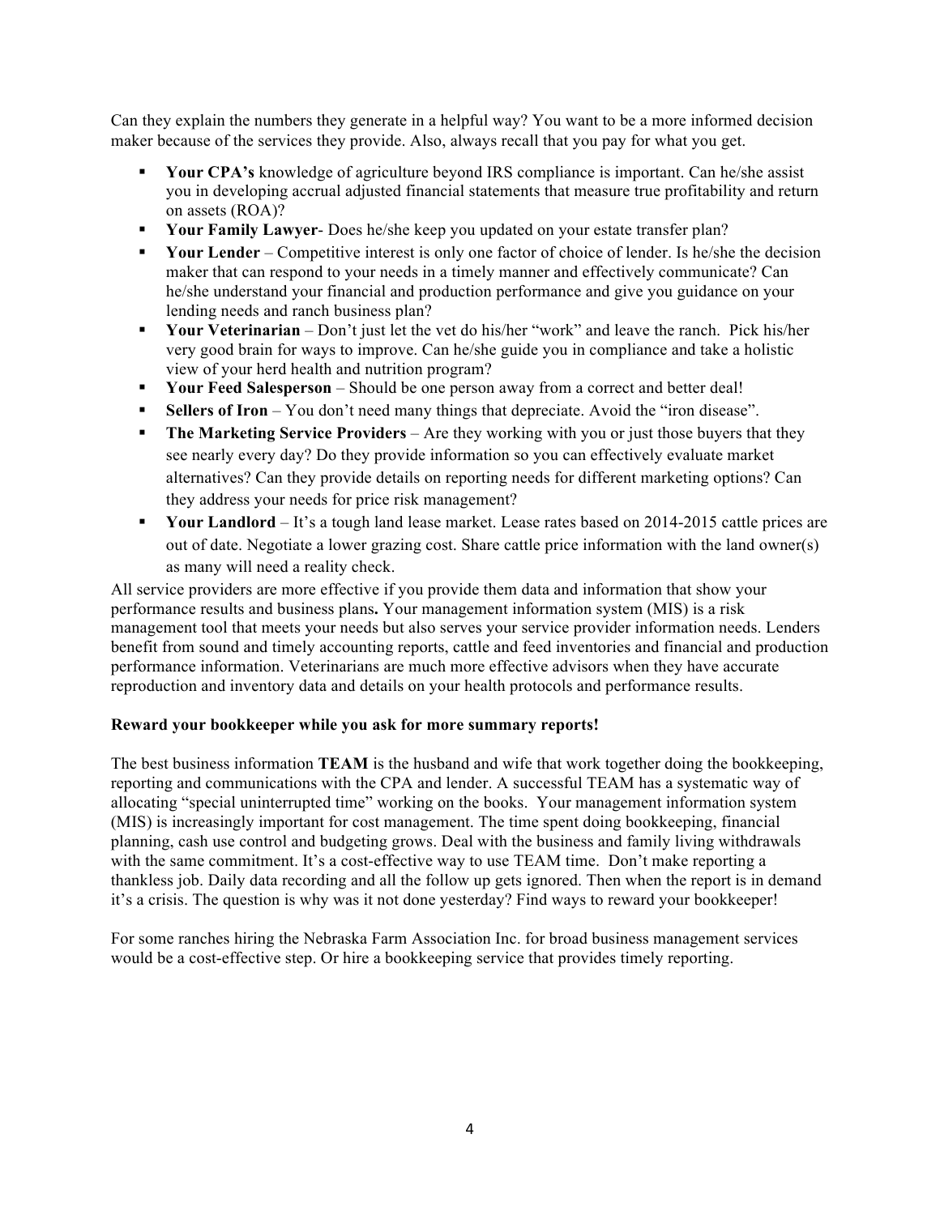Can they explain the numbers they generate in a helpful way? You want to be a more informed decision maker because of the services they provide. Also, always recall that you pay for what you get.

- **Your CPA's** knowledge of agriculture beyond IRS compliance is important. Can he/she assist you in developing accrual adjusted financial statements that measure true profitability and return on assets (ROA)?
- **Your Family Lawyer**- Does he/she keep you updated on your estate transfer plan?
- **Your Lender** – Competitive interest is only one factor of choice of lender. Is he/she the decision maker that can respond to your needs in a timely manner and effectively communicate? Can he/she understand your financial and production performance and give you guidance on your lending needs and ranch business plan?
- **Your Veterinarian** – Don't just let the vet do his/her "work" and leave the ranch. Pick his/her very good brain for ways to improve. Can he/she guide you in compliance and take a holistic view of your herd health and nutrition program?
- **Your Feed Salesperson** – Should be one person away from a correct and better deal!
- **Sellers of Iron** – You don't need many things that depreciate. Avoid the "iron disease".
- **The Marketing Service Providers** – Are they working with you or just those buyers that they see nearly every day? Do they provide information so you can effectively evaluate market alternatives? Can they provide details on reporting needs for different marketing options? Can they address your needs for price risk management?
- **Your Landlord** – It's a tough land lease market. Lease rates based on 2014-2015 cattle prices are out of date. Negotiate a lower grazing cost. Share cattle price information with the land owner(s) as many will need a reality check.

All service providers are more effective if you provide them data and information that show your performance results and business plans**.** Your management information system (MIS) is a risk management tool that meets your needs but also serves your service provider information needs. Lenders benefit from sound and timely accounting reports, cattle and feed inventories and financial and production performance information. Veterinarians are much more effective advisors when they have accurate reproduction and inventory data and details on your health protocols and performance results.

**Reward your bookkeeper while you ask for more summary reports!**

The best business information **TEAM** is the husband and wife that work together doing the bookkeeping, reporting and communications with the CPA and lender. A successful TEAM has a systematic way of allocating "special uninterrupted time" working on the books. Your management information system (MIS) is increasingly important for cost management. The time spent doing bookkeeping, financial planning, cash use control and budgeting grows. Deal with the business and family living withdrawals with the same commitment. It's a cost-effective way to use TEAM time. Don't make reporting a thankless job. Daily data recording and all the follow up gets ignored. Then when the report is in demand it's a crisis. The question is why was it not done yesterday? Find ways to reward your bookkeeper!

For some ranches hiring the Nebraska Farm Association Inc. for broad business management services would be a cost-effective step. Or hire a bookkeeping service that provides timely reporting.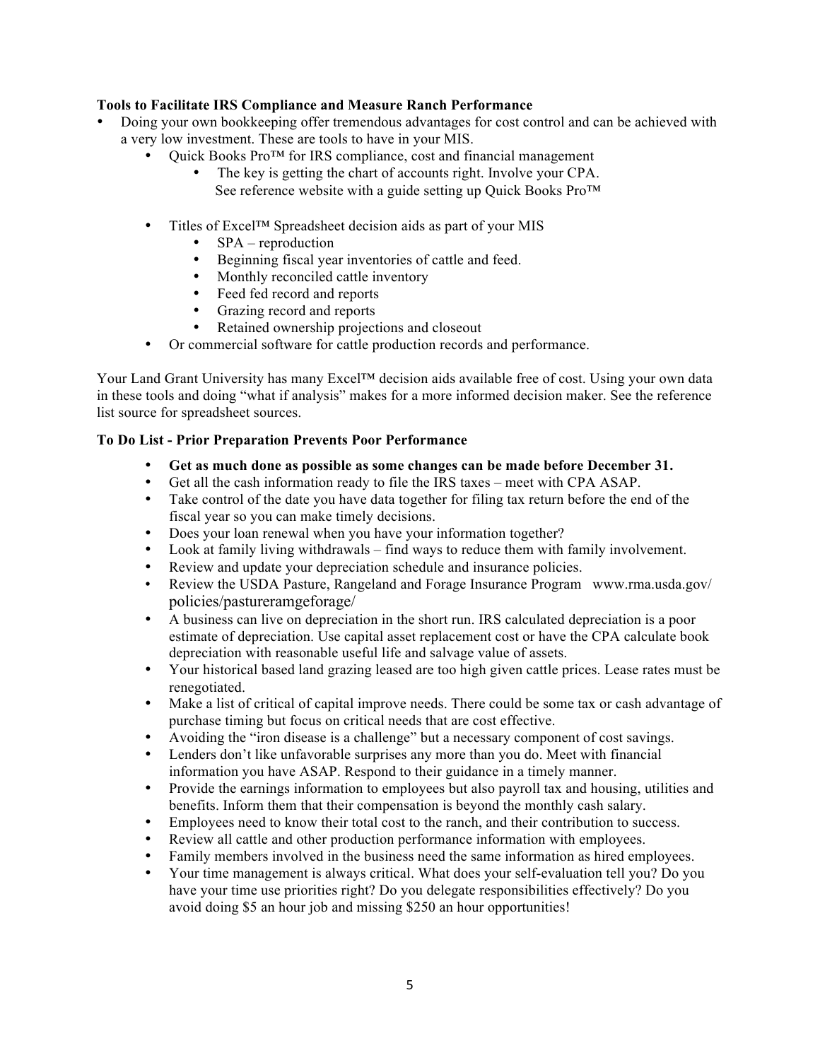**Tools to Facilitate IRS Compliance and Measure Ranch Performance**

- Doing your own bookkeeping offer tremendous advantages for cost control and can be achieved with a very low investment. These are tools to have in your MIS.
    - Quick Books Pro™ for IRS compliance, cost and financial management
        - The key is getting the chart of accounts right. Involve your CPA. See reference website with a guide setting up Quick Books Pro™
    - Titles of Excel™ Spreadsheet decision aids as part of your MIS
        - SPA – reproduction
        - Beginning fiscal year inventories of cattle and feed.
        - Monthly reconciled cattle inventory
        - Feed fed record and reports
        - Grazing record and reports
        - Retained ownership projections and closeout
    - Or commercial software for cattle production records and performance.

Your Land Grant University has many Excel™ decision aids available free of cost. Using your own data in these tools and doing "what if analysis" makes for a more informed decision maker. See the reference list source for spreadsheet sources.

**To Do List - Prior Preparation Prevents Poor Performance**

- **Get as much done as possible as some changes can be made before December 31.**
- Get all the cash information ready to file the IRS taxes – meet with CPA ASAP.
- Take control of the date you have data together for filing tax return before the end of the fiscal year so you can make timely decisions.
- Does your loan renewal when you have your information together?
- Look at family living withdrawals – find ways to reduce them with family involvement.
- Review and update your depreciation schedule and insurance policies.
- Review the USDA Pasture, Rangeland and Forage Insurance Program www.rma.usda.gov/policies/pastureramgeforage/
- A business can live on depreciation in the short run. IRS calculated depreciation is a poor estimate of depreciation. Use capital asset replacement cost or have the CPA calculate book depreciation with reasonable useful life and salvage value of assets.
- Your historical based land grazing leased are too high given cattle prices. Lease rates must be renegotiated.
- Make a list of critical of capital improve needs. There could be some tax or cash advantage of purchase timing but focus on critical needs that are cost effective.
- Avoiding the "iron disease is a challenge" but a necessary component of cost savings.
- Lenders don't like unfavorable surprises any more than you do. Meet with financial information you have ASAP. Respond to their guidance in a timely manner.
- Provide the earnings information to employees but also payroll tax and housing, utilities and benefits. Inform them that their compensation is beyond the monthly cash salary.
- Employees need to know their total cost to the ranch, and their contribution to success.
- Review all cattle and other production performance information with employees.
- Family members involved in the business need the same information as hired employees.
- Your time management is always critical. What does your self-evaluation tell you? Do you have your time use priorities right? Do you delegate responsibilities effectively? Do you avoid doing $5 an hour job and missing $250 an hour opportunities!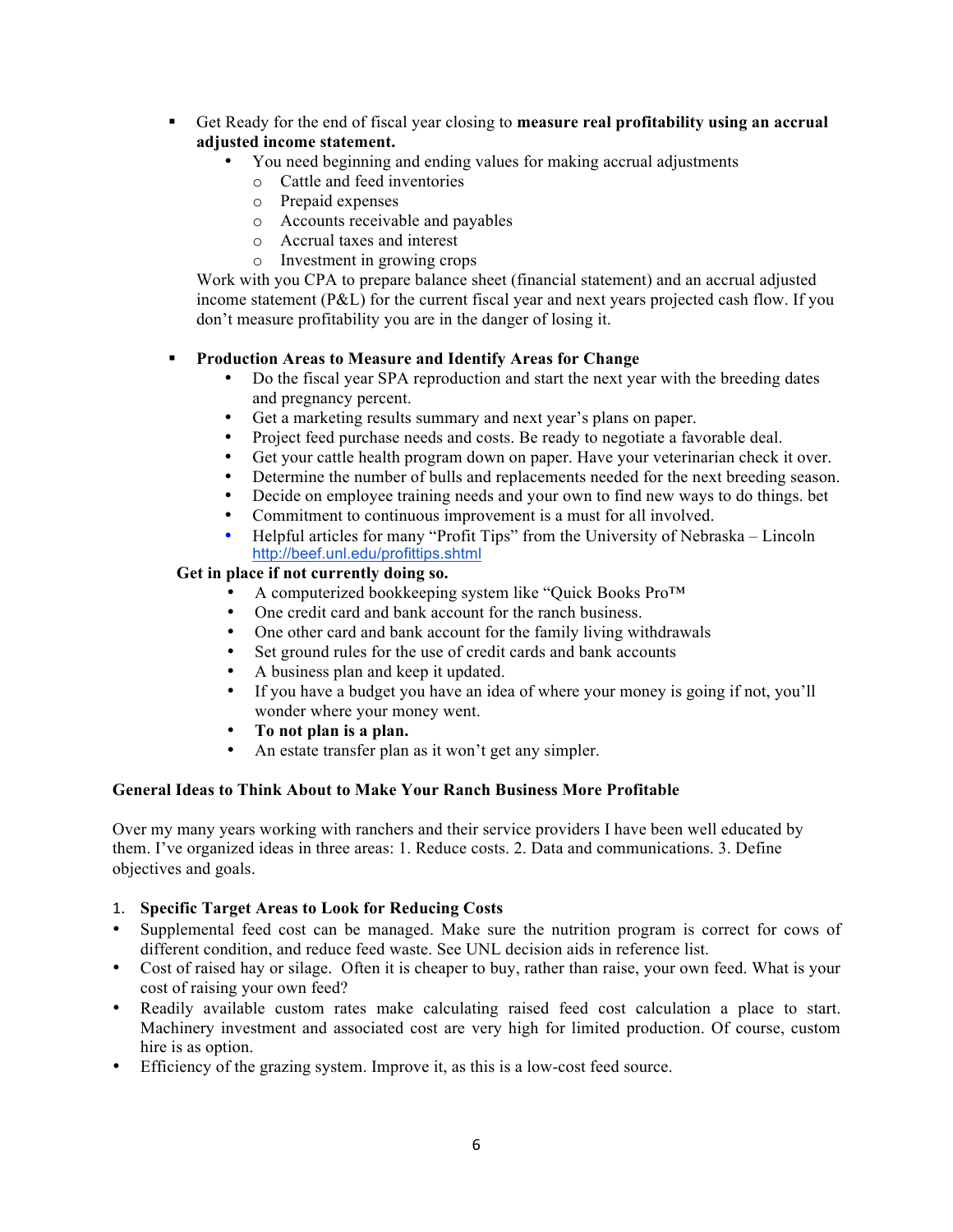- Get Ready for the end of fiscal year closing to **measure real profitability using an accrual adjusted income statement.**
  - You need beginning and ending values for making accrual adjustments
    - Cattle and feed inventories
    - Prepaid expenses
    - Accounts receivable and payables
    - Accrual taxes and interest
    - Investment in growing crops

  Work with you CPA to prepare balance sheet (financial statement) and an accrual adjusted income statement (P&L) for the current fiscal year and next years projected cash flow. If you don't measure profitability you are in the danger of losing it.

- **Production Areas to Measure and Identify Areas for Change**
  - Do the fiscal year SPA reproduction and start the next year with the breeding dates and pregnancy percent.
  - Get a marketing results summary and next year's plans on paper.
  - Project feed purchase needs and costs. Be ready to negotiate a favorable deal.
  - Get your cattle health program down on paper. Have your veterinarian check it over.
  - Determine the number of bulls and replacements needed for the next breeding season.
  - Decide on employee training needs and your own to find new ways to do things. bet
  - Commitment to continuous improvement is a must for all involved.
  - Helpful articles for many "Profit Tips" from the University of Nebraska – Lincoln http://beef.unl.edu/profittips.shtml

**Get in place if not currently doing so.**

- A computerized bookkeeping system like "Quick Books Pro™
- One credit card and bank account for the ranch business.
- One other card and bank account for the family living withdrawals
- Set ground rules for the use of credit cards and bank accounts
- A business plan and keep it updated.
- If you have a budget you have an idea of where your money is going if not, you'll wonder where your money went.
- **To not plan is a plan.**
- An estate transfer plan as it won't get any simpler.

**General Ideas to Think About to Make Your Ranch Business More Profitable**

Over my many years working with ranchers and their service providers I have been well educated by them. I've organized ideas in three areas: 1. Reduce costs. 2. Data and communications. 3. Define objectives and goals.

1. **Specific Target Areas to Look for Reducing Costs**

- Supplemental feed cost can be managed. Make sure the nutrition program is correct for cows of different condition, and reduce feed waste. See UNL decision aids in reference list.
- Cost of raised hay or silage. Often it is cheaper to buy, rather than raise, your own feed. What is your cost of raising your own feed?
- Readily available custom rates make calculating raised feed cost calculation a place to start. Machinery investment and associated cost are very high for limited production. Of course, custom hire is as option.
- Efficiency of the grazing system. Improve it, as this is a low-cost feed source.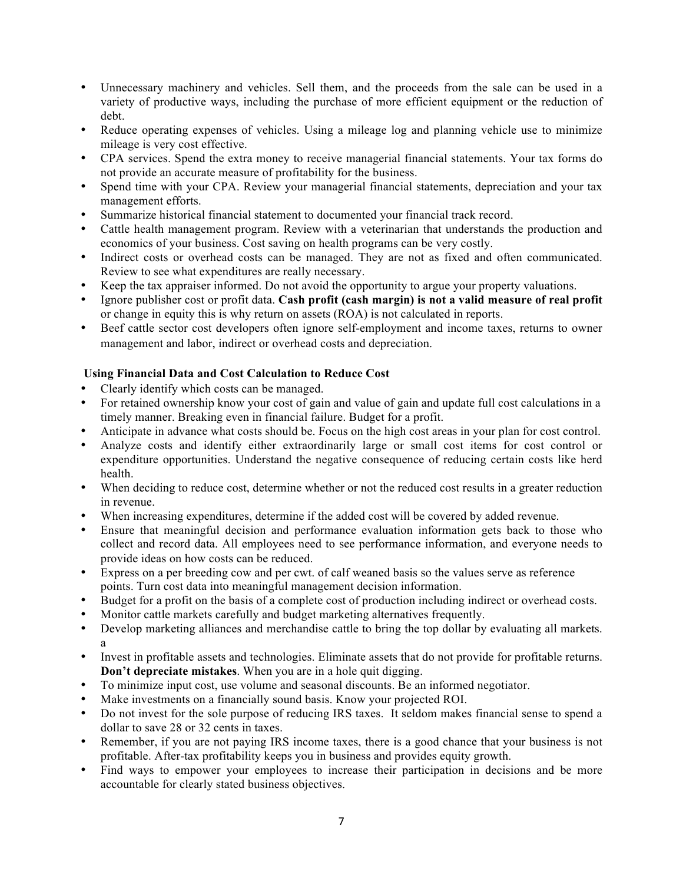- Unnecessary machinery and vehicles. Sell them, and the proceeds from the sale can be used in a variety of productive ways, including the purchase of more efficient equipment or the reduction of debt.
- Reduce operating expenses of vehicles. Using a mileage log and planning vehicle use to minimize mileage is very cost effective.
- CPA services. Spend the extra money to receive managerial financial statements. Your tax forms do not provide an accurate measure of profitability for the business.
- Spend time with your CPA. Review your managerial financial statements, depreciation and your tax management efforts.
- Summarize historical financial statement to documented your financial track record.
- Cattle health management program. Review with a veterinarian that understands the production and economics of your business. Cost saving on health programs can be very costly.
- Indirect costs or overhead costs can be managed. They are not as fixed and often communicated. Review to see what expenditures are really necessary.
- Keep the tax appraiser informed. Do not avoid the opportunity to argue your property valuations.
- Ignore publisher cost or profit data. **Cash profit (cash margin) is not a valid measure of real profit** or change in equity this is why return on assets (ROA) is not calculated in reports.
- Beef cattle sector cost developers often ignore self-employment and income taxes, returns to owner management and labor, indirect or overhead costs and depreciation.

**Using Financial Data and Cost Calculation to Reduce Cost**

- Clearly identify which costs can be managed.
- For retained ownership know your cost of gain and value of gain and update full cost calculations in a timely manner. Breaking even in financial failure. Budget for a profit.
- Anticipate in advance what costs should be. Focus on the high cost areas in your plan for cost control.
- Analyze costs and identify either extraordinarily large or small cost items for cost control or expenditure opportunities. Understand the negative consequence of reducing certain costs like herd health.
- When deciding to reduce cost, determine whether or not the reduced cost results in a greater reduction in revenue.
- When increasing expenditures, determine if the added cost will be covered by added revenue.
- Ensure that meaningful decision and performance evaluation information gets back to those who collect and record data. All employees need to see performance information, and everyone needs to provide ideas on how costs can be reduced.
- Express on a per breeding cow and per cwt. of calf weaned basis so the values serve as reference points. Turn cost data into meaningful management decision information.
- Budget for a profit on the basis of a complete cost of production including indirect or overhead costs.
- Monitor cattle markets carefully and budget marketing alternatives frequently.
- Develop marketing alliances and merchandise cattle to bring the top dollar by evaluating all markets. a
- Invest in profitable assets and technologies. Eliminate assets that do not provide for profitable returns. **Don't depreciate mistakes**. When you are in a hole quit digging.
- To minimize input cost, use volume and seasonal discounts. Be an informed negotiator.
- Make investments on a financially sound basis. Know your projected ROI.
- Do not invest for the sole purpose of reducing IRS taxes. It seldom makes financial sense to spend a dollar to save 28 or 32 cents in taxes.
- Remember, if you are not paying IRS income taxes, there is a good chance that your business is not profitable. After-tax profitability keeps you in business and provides equity growth.
- Find ways to empower your employees to increase their participation in decisions and be more accountable for clearly stated business objectives.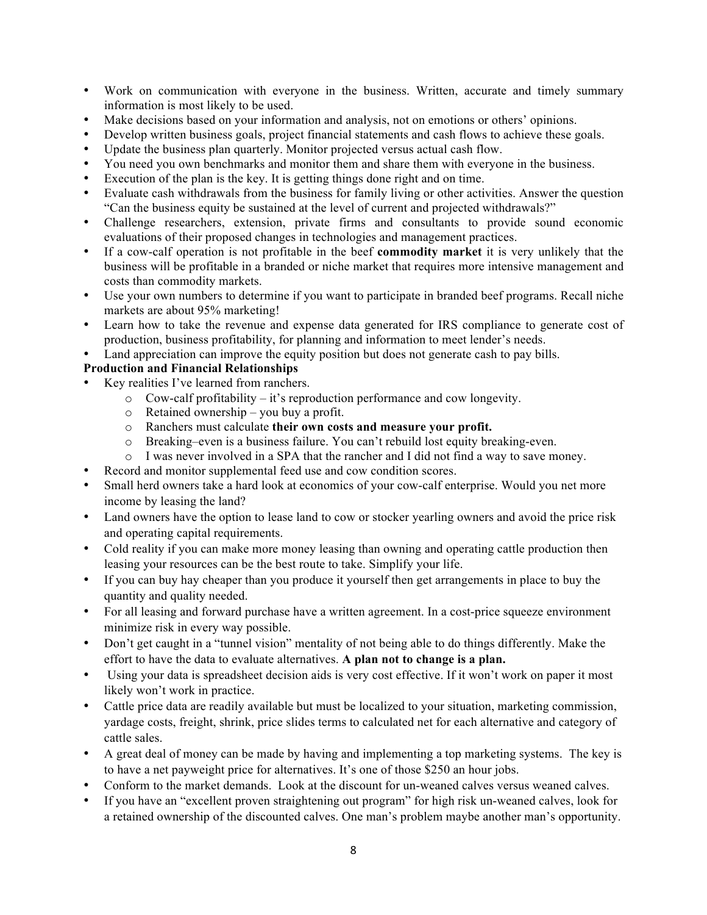- Work on communication with everyone in the business. Written, accurate and timely summary information is most likely to be used.
- Make decisions based on your information and analysis, not on emotions or others' opinions.
- Develop written business goals, project financial statements and cash flows to achieve these goals.
- Update the business plan quarterly. Monitor projected versus actual cash flow.
- You need you own benchmarks and monitor them and share them with everyone in the business.
- Execution of the plan is the key. It is getting things done right and on time.
- Evaluate cash withdrawals from the business for family living or other activities. Answer the question "Can the business equity be sustained at the level of current and projected withdrawals?"
- Challenge researchers, extension, private firms and consultants to provide sound economic evaluations of their proposed changes in technologies and management practices.
- If a cow-calf operation is not profitable in the beef **commodity market** it is very unlikely that the business will be profitable in a branded or niche market that requires more intensive management and costs than commodity markets.
- Use your own numbers to determine if you want to participate in branded beef programs. Recall niche markets are about 95% marketing!
- Learn how to take the revenue and expense data generated for IRS compliance to generate cost of production, business profitability, for planning and information to meet lender's needs.
- Land appreciation can improve the equity position but does not generate cash to pay bills.

**Production and Financial Relationships**

- Key realities I've learned from ranchers.
  - Cow-calf profitability – it's reproduction performance and cow longevity.
  - Retained ownership – you buy a profit.
  - Ranchers must calculate **their own costs and measure your profit.**
  - Breaking–even is a business failure. You can't rebuild lost equity breaking-even.
  - I was never involved in a SPA that the rancher and I did not find a way to save money.
- Record and monitor supplemental feed use and cow condition scores.
- Small herd owners take a hard look at economics of your cow-calf enterprise. Would you net more income by leasing the land?
- Land owners have the option to lease land to cow or stocker yearling owners and avoid the price risk and operating capital requirements.
- Cold reality if you can make more money leasing than owning and operating cattle production then leasing your resources can be the best route to take. Simplify your life.
- If you can buy hay cheaper than you produce it yourself then get arrangements in place to buy the quantity and quality needed.
- For all leasing and forward purchase have a written agreement. In a cost-price squeeze environment minimize risk in every way possible.
- Don't get caught in a "tunnel vision" mentality of not being able to do things differently. Make the effort to have the data to evaluate alternatives. **A plan not to change is a plan.**
- Using your data is spreadsheet decision aids is very cost effective. If it won't work on paper it most likely won't work in practice.
- Cattle price data are readily available but must be localized to your situation, marketing commission, yardage costs, freight, shrink, price slides terms to calculated net for each alternative and category of cattle sales.
- A great deal of money can be made by having and implementing a top marketing systems. The key is to have a net payweight price for alternatives. It's one of those $250 an hour jobs.
- Conform to the market demands. Look at the discount for un-weaned calves versus weaned calves.
- If you have an "excellent proven straightening out program" for high risk un-weaned calves, look for a retained ownership of the discounted calves. One man's problem maybe another man's opportunity.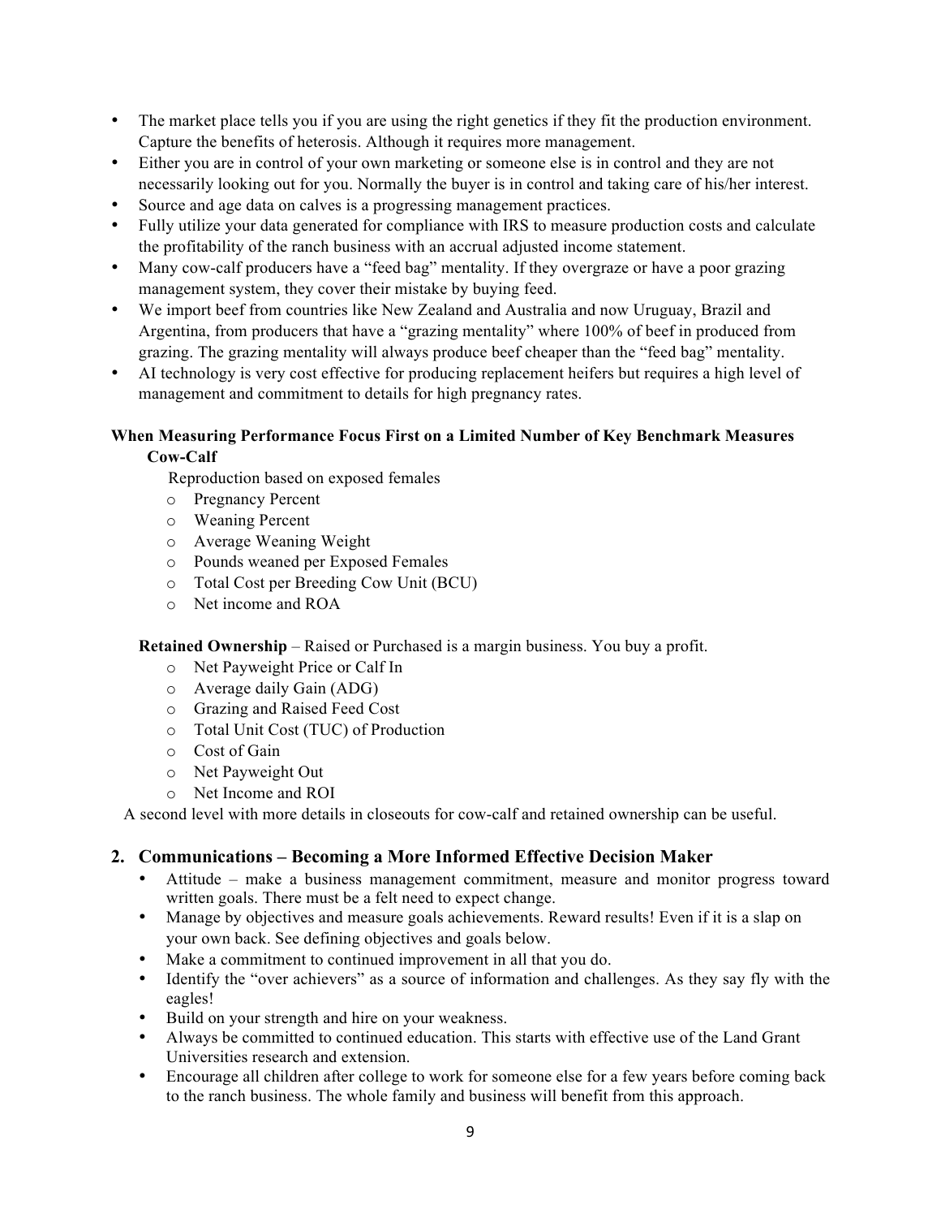- The market place tells you if you are using the right genetics if they fit the production environment. Capture the benefits of heterosis. Although it requires more management.
- Either you are in control of your own marketing or someone else is in control and they are not necessarily looking out for you. Normally the buyer is in control and taking care of his/her interest.
- Source and age data on calves is a progressing management practices.
- Fully utilize your data generated for compliance with IRS to measure production costs and calculate the profitability of the ranch business with an accrual adjusted income statement.
- Many cow-calf producers have a "feed bag" mentality. If they overgraze or have a poor grazing management system, they cover their mistake by buying feed.
- We import beef from countries like New Zealand and Australia and now Uruguay, Brazil and Argentina, from producers that have a "grazing mentality" where 100% of beef in produced from grazing. The grazing mentality will always produce beef cheaper than the "feed bag" mentality.
- AI technology is very cost effective for producing replacement heifers but requires a high level of management and commitment to details for high pregnancy rates.

**When Measuring Performance Focus First on a Limited Number of Key Benchmark Measures**

**Cow-Calf**

Reproduction based on exposed females

- Pregnancy Percent
- Weaning Percent
- Average Weaning Weight
- Pounds weaned per Exposed Females
- Total Cost per Breeding Cow Unit (BCU)
- Net income and ROA

**Retained Ownership** – Raised or Purchased is a margin business. You buy a profit.

- Net Payweight Price or Calf In
- Average daily Gain (ADG)
- Grazing and Raised Feed Cost
- Total Unit Cost (TUC) of Production
- Cost of Gain
- Net Payweight Out
- Net Income and ROI

A second level with more details in closeouts for cow-calf and retained ownership can be useful.

## 2. Communications – Becoming a More Informed Effective Decision Maker

- Attitude – make a business management commitment, measure and monitor progress toward written goals. There must be a felt need to expect change.
- Manage by objectives and measure goals achievements. Reward results! Even if it is a slap on your own back. See defining objectives and goals below.
- Make a commitment to continued improvement in all that you do.
- Identify the "over achievers" as a source of information and challenges. As they say fly with the eagles!
- Build on your strength and hire on your weakness.
- Always be committed to continued education. This starts with effective use of the Land Grant Universities research and extension.
- Encourage all children after college to work for someone else for a few years before coming back to the ranch business. The whole family and business will benefit from this approach.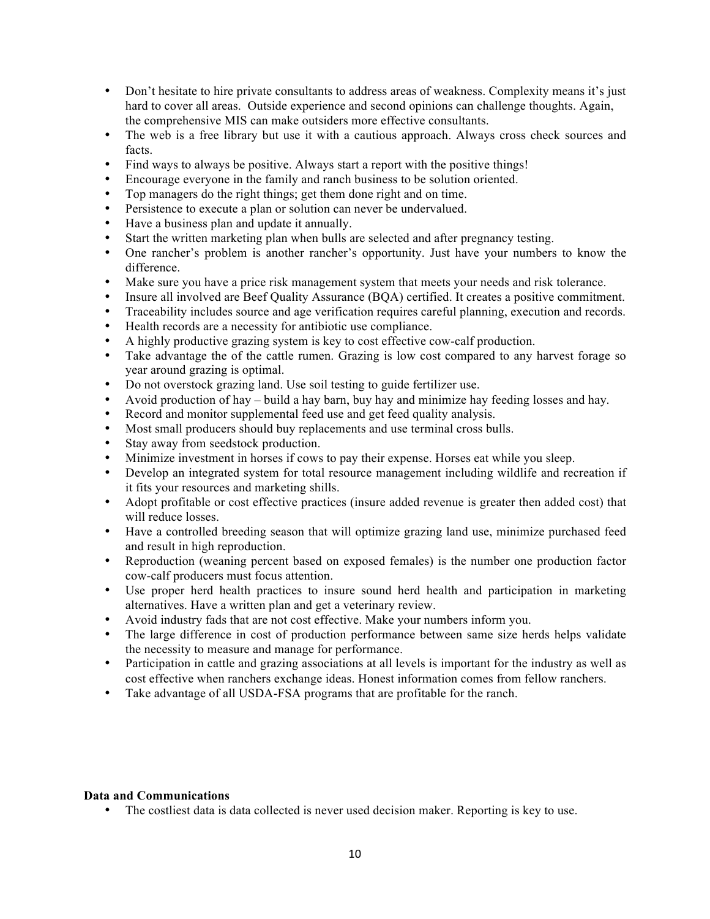- Don't hesitate to hire private consultants to address areas of weakness. Complexity means it's just hard to cover all areas. Outside experience and second opinions can challenge thoughts. Again, the comprehensive MIS can make outsiders more effective consultants.
- The web is a free library but use it with a cautious approach. Always cross check sources and facts.
- Find ways to always be positive. Always start a report with the positive things!
- Encourage everyone in the family and ranch business to be solution oriented.
- Top managers do the right things; get them done right and on time.
- Persistence to execute a plan or solution can never be undervalued.
- Have a business plan and update it annually.
- Start the written marketing plan when bulls are selected and after pregnancy testing.
- One rancher's problem is another rancher's opportunity. Just have your numbers to know the difference.
- Make sure you have a price risk management system that meets your needs and risk tolerance.
- Insure all involved are Beef Quality Assurance (BQA) certified. It creates a positive commitment.
- Traceability includes source and age verification requires careful planning, execution and records.
- Health records are a necessity for antibiotic use compliance.
- A highly productive grazing system is key to cost effective cow-calf production.
- Take advantage the of the cattle rumen. Grazing is low cost compared to any harvest forage so year around grazing is optimal.
- Do not overstock grazing land. Use soil testing to guide fertilizer use.
- Avoid production of hay – build a hay barn, buy hay and minimize hay feeding losses and hay.
- Record and monitor supplemental feed use and get feed quality analysis.
- Most small producers should buy replacements and use terminal cross bulls.
- Stay away from seedstock production.
- Minimize investment in horses if cows to pay their expense. Horses eat while you sleep.
- Develop an integrated system for total resource management including wildlife and recreation if it fits your resources and marketing shills.
- Adopt profitable or cost effective practices (insure added revenue is greater then added cost) that will reduce losses.
- Have a controlled breeding season that will optimize grazing land use, minimize purchased feed and result in high reproduction.
- Reproduction (weaning percent based on exposed females) is the number one production factor cow-calf producers must focus attention.
- Use proper herd health practices to insure sound herd health and participation in marketing alternatives. Have a written plan and get a veterinary review.
- Avoid industry fads that are not cost effective. Make your numbers inform you.
- The large difference in cost of production performance between same size herds helps validate the necessity to measure and manage for performance.
- Participation in cattle and grazing associations at all levels is important for the industry as well as cost effective when ranchers exchange ideas. Honest information comes from fellow ranchers.
- Take advantage of all USDA-FSA programs that are profitable for the ranch.

**Data and Communications**

- The costliest data is data collected is never used decision maker. Reporting is key to use.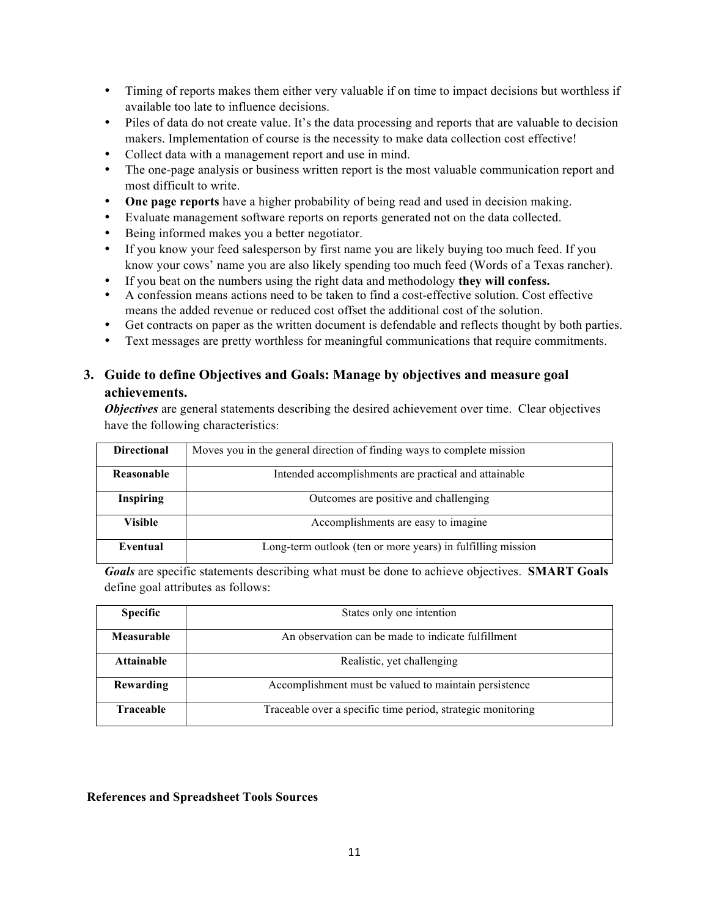- Timing of reports makes them either very valuable if on time to impact decisions but worthless if available too late to influence decisions.
- Piles of data do not create value. It's the data processing and reports that are valuable to decision makers. Implementation of course is the necessity to make data collection cost effective!
- Collect data with a management report and use in mind.
- The one-page analysis or business written report is the most valuable communication report and most difficult to write.
- **One page reports** have a higher probability of being read and used in decision making.
- Evaluate management software reports on reports generated not on the data collected.
- Being informed makes you a better negotiator.
- If you know your feed salesperson by first name you are likely buying too much feed. If you know your cows' name you are also likely spending too much feed (Words of a Texas rancher).
- If you beat on the numbers using the right data and methodology **they will confess.**
- A confession means actions need to be taken to find a cost-effective solution. Cost effective means the added revenue or reduced cost offset the additional cost of the solution.
- Get contracts on paper as the written document is defendable and reflects thought by both parties.
- Text messages are pretty worthless for meaningful communications that require commitments.

### 3. Guide to define Objectives and Goals: Manage by objectives and measure goal achievements.

***Objectives*** are general statements describing the desired achievement over time. Clear objectives have the following characteristics:

| Directional | Moves you in the general direction of finding ways to complete mission |
|---|---|
| **Reasonable** | Intended accomplishments are practical and attainable |
| **Inspiring** | Outcomes are positive and challenging |
| **Visible** | Accomplishments are easy to imagine |
| **Eventual** | Long-term outlook (ten or more years) in fulfilling mission |

***Goals*** are specific statements describing what must be done to achieve objectives. **SMART Goals** define goal attributes as follows:

| Specific | States only one intention |
|---|---|
| **Measurable** | An observation can be made to indicate fulfillment |
| **Attainable** | Realistic, yet challenging |
| **Rewarding** | Accomplishment must be valued to maintain persistence |
| **Traceable** | Traceable over a specific time period, strategic monitoring |

**References and Spreadsheet Tools Sources**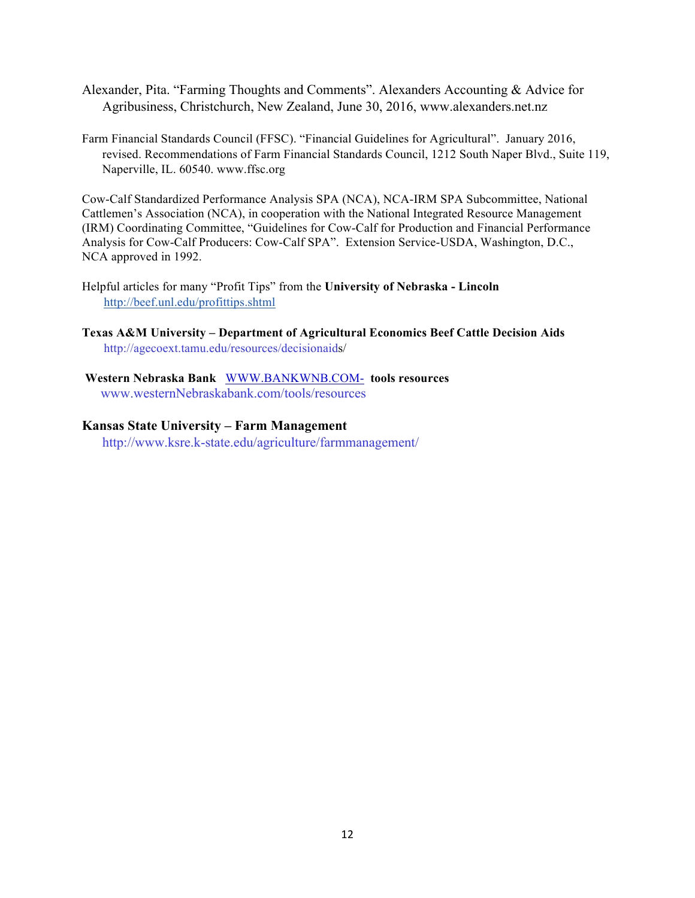Alexander, Pita. "Farming Thoughts and Comments". Alexanders Accounting & Advice for Agribusiness, Christchurch, New Zealand, June 30, 2016, www.alexanders.net.nz

Farm Financial Standards Council (FFSC). "Financial Guidelines for Agricultural". January 2016, revised. Recommendations of Farm Financial Standards Council, 1212 South Naper Blvd., Suite 119, Naperville, IL. 60540. www.ffsc.org

Cow-Calf Standardized Performance Analysis SPA (NCA), NCA-IRM SPA Subcommittee, National Cattlemen's Association (NCA), in cooperation with the National Integrated Resource Management (IRM) Coordinating Committee, "Guidelines for Cow-Calf for Production and Financial Performance Analysis for Cow-Calf Producers: Cow-Calf SPA". Extension Service-USDA, Washington, D.C., NCA approved in 1992.

Helpful articles for many "Profit Tips" from the **University of Nebraska - Lincoln**
http://beef.unl.edu/profittips.shtml

**Texas A&M University – Department of Agricultural Economics Beef Cattle Decision Aids**
http://agecoext.tamu.edu/resources/decisionaids/

**Western Nebraska Bank** WWW.BANKWNB.COM- **tools resources**
www.westernNebraskabank.com/tools/resources

**Kansas State University – Farm Management**
http://www.ksre.k-state.edu/agriculture/farmmanagement/